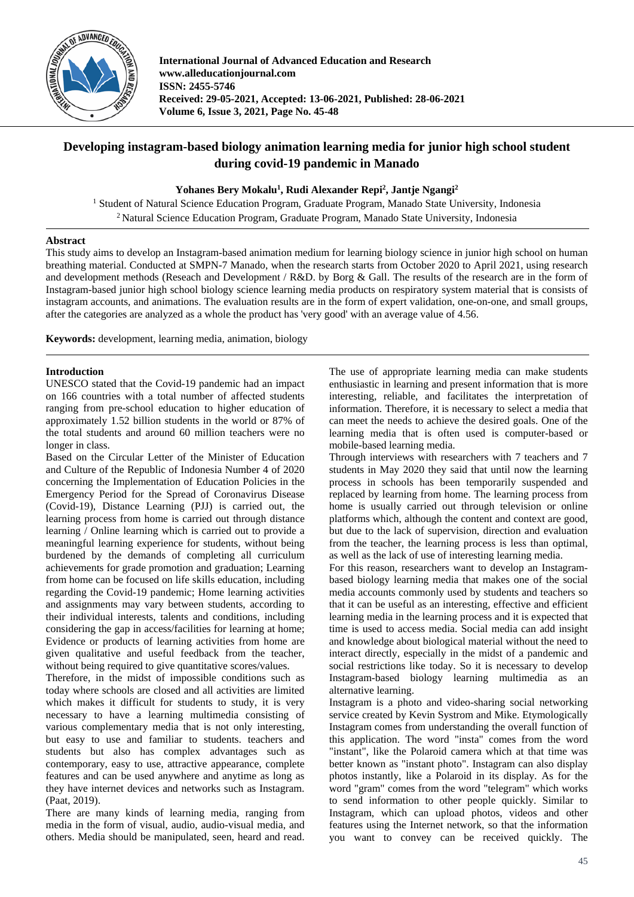# Developing instagram-based biology animation learning media for junior high school student during covid-19 pandemic in Manado

**Yohanes Bery Mokalu[1], Rudi Alexander Repi[2], Jantje Ngangi[2]**

[1] Student of Natural Science Education Program, Graduate Program, Manado State University, Indonesia
[2] Natural Science Education Program, Graduate Program, Manado State University, Indonesia

## Abstract

This study aims to develop an Instagram-based animation medium for learning biology science in junior high school on human breathing material. Conducted at SMPN-7 Manado, when the research starts from October 2020 to April 2021, using research and development methods (Reseach and Development / R&D. by Borg & Gall. The results of the research are in the form of Instagram-based junior high school biology science learning media products on respiratory system material that is consists of instagram accounts, and animations. The evaluation results are in the form of expert validation, one-on-one, and small groups, after the categories are analyzed as a whole the product has 'very good' with an average value of 4.56.

**Keywords:** development, learning media, animation, biology

## Introduction

UNESCO stated that the Covid-19 pandemic had an impact on 166 countries with a total number of affected students ranging from pre-school education to higher education of approximately 1.52 billion students in the world or 87% of the total students and around 60 million teachers were no longer in class.

Based on the Circular Letter of the Minister of Education and Culture of the Republic of Indonesia Number 4 of 2020 concerning the Implementation of Education Policies in the Emergency Period for the Spread of Coronavirus Disease (Covid-19), Distance Learning (PJJ) is carried out, the learning process from home is carried out through distance learning / Online learning which is carried out to provide a meaningful learning experience for students, without being burdened by the demands of completing all curriculum achievements for grade promotion and graduation; Learning from home can be focused on life skills education, including regarding the Covid-19 pandemic; Home learning activities and assignments may vary between students, according to their individual interests, talents and conditions, including considering the gap in access/facilities for learning at home; Evidence or products of learning activities from home are given qualitative and useful feedback from the teacher, without being required to give quantitative scores/values.

Therefore, in the midst of impossible conditions such as today where schools are closed and all activities are limited which makes it difficult for students to study, it is very necessary to have a learning multimedia consisting of various complementary media that is not only interesting, but easy to use and familiar to students. teachers and students but also has complex advantages such as contemporary, easy to use, attractive appearance, complete features and can be used anywhere and anytime as long as they have internet devices and networks such as Instagram. (Paat, 2019).

There are many kinds of learning media, ranging from media in the form of visual, audio, audio-visual media, and others. Media should be manipulated, seen, heard and read. The use of appropriate learning media can make students enthusiastic in learning and present information that is more interesting, reliable, and facilitates the interpretation of information. Therefore, it is necessary to select a media that can meet the needs to achieve the desired goals. One of the learning media that is often used is computer-based or mobile-based learning media.

Through interviews with researchers with 7 teachers and 7 students in May 2020 they said that until now the learning process in schools has been temporarily suspended and replaced by learning from home. The learning process from home is usually carried out through television or online platforms which, although the content and context are good, but due to the lack of supervision, direction and evaluation from the teacher, the learning process is less than optimal, as well as the lack of use of interesting learning media.

For this reason, researchers want to develop an Instagram-based biology learning media that makes one of the social media accounts commonly used by students and teachers so that it can be useful as an interesting, effective and efficient learning media in the learning process and it is expected that time is used to access media. Social media can add insight and knowledge about biological material without the need to interact directly, especially in the midst of a pandemic and social restrictions like today. So it is necessary to develop Instagram-based biology learning multimedia as an alternative learning.

Instagram is a photo and video-sharing social networking service created by Kevin Systrom and Mike. Etymologically Instagram comes from understanding the overall function of this application. The word "insta" comes from the word "instant", like the Polaroid camera which at that time was better known as "instant photo". Instagram can also display photos instantly, like a Polaroid in its display. As for the word "gram" comes from the word "telegram" which works to send information to other people quickly. Similar to Instagram, which can upload photos, videos and other features using the Internet network, so that the information you want to convey can be received quickly. The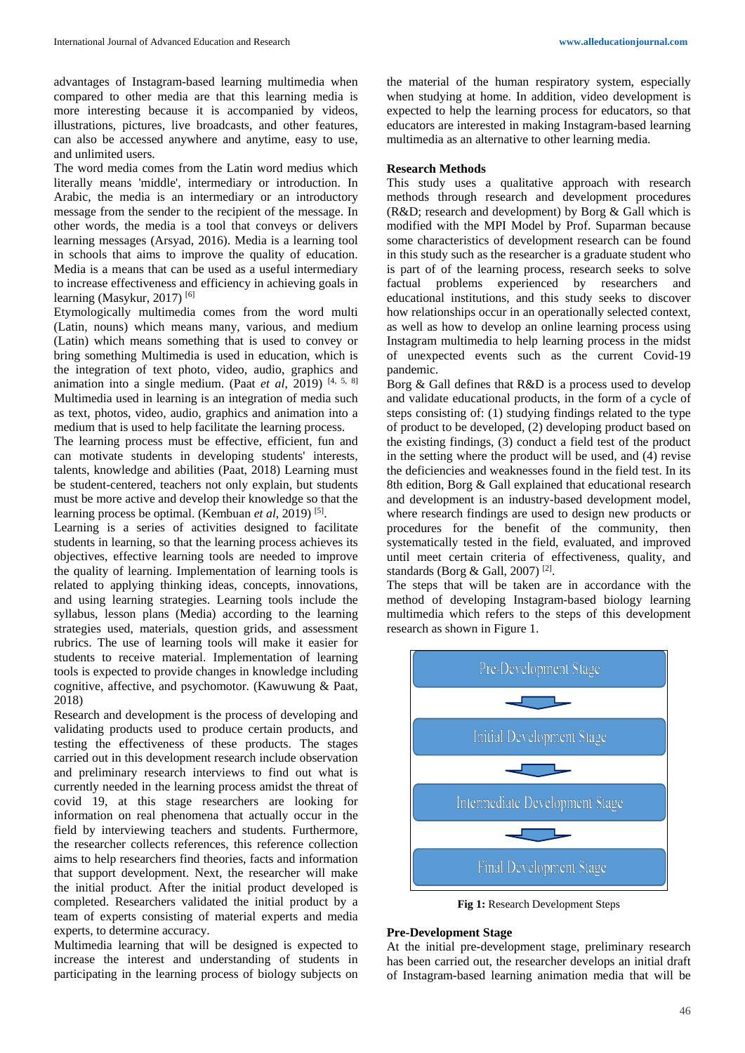advantages of Instagram-based learning multimedia when compared to other media are that this learning media is more interesting because it is accompanied by videos, illustrations, pictures, live broadcasts, and other features, can also be accessed anywhere and anytime, easy to use, and unlimited users.

The word media comes from the Latin word medius which literally means 'middle', intermediary or introduction. In Arabic, the media is an intermediary or an introductory message from the sender to the recipient of the message. In other words, the media is a tool that conveys or delivers learning messages (Arsyad, 2016). Media is a learning tool in schools that aims to improve the quality of education. Media is a means that can be used as a useful intermediary to increase effectiveness and efficiency in achieving goals in learning (Masykur, 2017) [6]

Etymologically multimedia comes from the word multi (Latin, nouns) which means many, various, and medium (Latin) which means something that is used to convey or bring something Multimedia is used in education, which is the integration of text photo, video, audio, graphics and animation into a single medium. (Paat *et al*, 2019) [4, 5, 8] Multimedia used in learning is an integration of media such as text, photos, video, audio, graphics and animation into a medium that is used to help facilitate the learning process.

The learning process must be effective, efficient, fun and can motivate students in developing students' interests, talents, knowledge and abilities (Paat, 2018) Learning must be student-centered, teachers not only explain, but students must be more active and develop their knowledge so that the learning process be optimal. (Kembuan *et al*, 2019) [5].

Learning is a series of activities designed to facilitate students in learning, so that the learning process achieves its objectives, effective learning tools are needed to improve the quality of learning. Implementation of learning tools is related to applying thinking ideas, concepts, innovations, and using learning strategies. Learning tools include the syllabus, lesson plans (Media) according to the learning strategies used, materials, question grids, and assessment rubrics. The use of learning tools will make it easier for students to receive material. Implementation of learning tools is expected to provide changes in knowledge including cognitive, affective, and psychomotor. (Kawuwung & Paat, 2018)

Research and development is the process of developing and validating products used to produce certain products, and testing the effectiveness of these products. The stages carried out in this development research include observation and preliminary research interviews to find out what is currently needed in the learning process amidst the threat of covid 19, at this stage researchers are looking for information on real phenomena that actually occur in the field by interviewing teachers and students. Furthermore, the researcher collects references, this reference collection aims to help researchers find theories, facts and information that support development. Next, the researcher will make the initial product. After the initial product developed is completed. Researchers validated the initial product by a team of experts consisting of material experts and media experts, to determine accuracy.

Multimedia learning that will be designed is expected to increase the interest and understanding of students in participating in the learning process of biology subjects on the material of the human respiratory system, especially when studying at home. In addition, video development is expected to help the learning process for educators, so that educators are interested in making Instagram-based learning multimedia as an alternative to other learning media.

## Research Methods

This study uses a qualitative approach with research methods through research and development procedures (R&D; research and development) by Borg & Gall which is modified with the MPI Model by Prof. Suparman because some characteristics of development research can be found in this study such as the researcher is a graduate student who is part of of the learning process, research seeks to solve factual problems experienced by researchers and educational institutions, and this study seeks to discover how relationships occur in an operationally selected context, as well as how to develop an online learning process using Instagram multimedia to help learning process in the midst of unexpected events such as the current Covid-19 pandemic.

Borg & Gall defines that R&D is a process used to develop and validate educational products, in the form of a cycle of steps consisting of: (1) studying findings related to the type of product to be developed, (2) developing product based on the existing findings, (3) conduct a field test of the product in the setting where the product will be used, and (4) revise the deficiencies and weaknesses found in the field test. In its 8th edition, Borg & Gall explained that educational research and development is an industry-based development model, where research findings are used to design new products or procedures for the benefit of the community, then systematically tested in the field, evaluated, and improved until meet certain criteria of effectiveness, quality, and standards (Borg & Gall, 2007) [2].

The steps that will be taken are in accordance with the method of developing Instagram-based biology learning multimedia which refers to the steps of this development research as shown in Figure 1.

Pre-Development Stage

Initial Development Stage

Intermediate Development Stage

Final Development Stage

**Fig 1:** Research Development Steps

### Pre-Development Stage

At the initial pre-development stage, preliminary research has been carried out, the researcher develops an initial draft of Instagram-based learning animation media that will be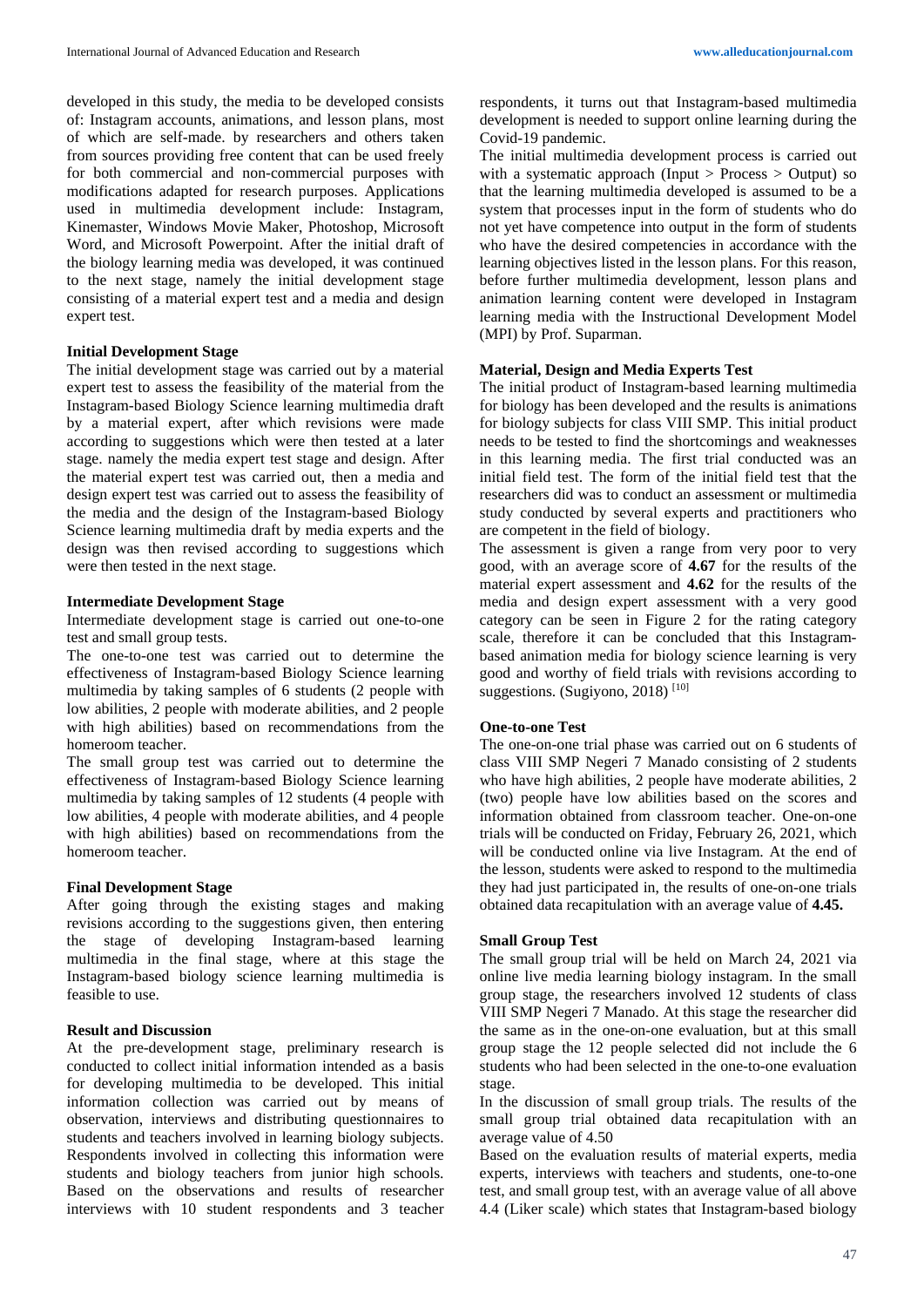developed in this study, the media to be developed consists of: Instagram accounts, animations, and lesson plans, most of which are self-made. by researchers and others taken from sources providing free content that can be used freely for both commercial and non-commercial purposes with modifications adapted for research purposes. Applications used in multimedia development include: Instagram, Kinemaster, Windows Movie Maker, Photoshop, Microsoft Word, and Microsoft Powerpoint. After the initial draft of the biology learning media was developed, it was continued to the next stage, namely the initial development stage consisting of a material expert test and a media and design expert test.

**Initial Development Stage**

The initial development stage was carried out by a material expert test to assess the feasibility of the material from the Instagram-based Biology Science learning multimedia draft by a material expert, after which revisions were made according to suggestions which were then tested at a later stage. namely the media expert test stage and design. After the material expert test was carried out, then a media and design expert test was carried out to assess the feasibility of the media and the design of the Instagram-based Biology Science learning multimedia draft by media experts and the design was then revised according to suggestions which were then tested in the next stage.

**Intermediate Development Stage**

Intermediate development stage is carried out one-to-one test and small group tests.

The one-to-one test was carried out to determine the effectiveness of Instagram-based Biology Science learning multimedia by taking samples of 6 students (2 people with low abilities, 2 people with moderate abilities, and 2 people with high abilities) based on recommendations from the homeroom teacher.

The small group test was carried out to determine the effectiveness of Instagram-based Biology Science learning multimedia by taking samples of 12 students (4 people with low abilities, 4 people with moderate abilities, and 4 people with high abilities) based on recommendations from the homeroom teacher.

**Final Development Stage**

After going through the existing stages and making revisions according to the suggestions given, then entering the stage of developing Instagram-based learning multimedia in the final stage, where at this stage the Instagram-based biology science learning multimedia is feasible to use.

**Result and Discussion**

At the pre-development stage, preliminary research is conducted to collect initial information intended as a basis for developing multimedia to be developed. This initial information collection was carried out by means of observation, interviews and distributing questionnaires to students and teachers involved in learning biology subjects. Respondents involved in collecting this information were students and biology teachers from junior high schools. Based on the observations and results of researcher interviews with 10 student respondents and 3 teacher respondents, it turns out that Instagram-based multimedia development is needed to support online learning during the Covid-19 pandemic.

The initial multimedia development process is carried out with a systematic approach (Input > Process > Output) so that the learning multimedia developed is assumed to be a system that processes input in the form of students who do not yet have competence into output in the form of students who have the desired competencies in accordance with the learning objectives listed in the lesson plans. For this reason, before further multimedia development, lesson plans and animation learning content were developed in Instagram learning media with the Instructional Development Model (MPI) by Prof. Suparman.

**Material, Design and Media Experts Test**

The initial product of Instagram-based learning multimedia for biology has been developed and the results is animations for biology subjects for class VIII SMP. This initial product needs to be tested to find the shortcomings and weaknesses in this learning media. The first trial conducted was an initial field test. The form of the initial field test that the researchers did was to conduct an assessment or multimedia study conducted by several experts and practitioners who are competent in the field of biology.

The assessment is given a range from very poor to very good, with an average score of **4.67** for the results of the material expert assessment and **4.62** for the results of the media and design expert assessment with a very good category can be seen in Figure 2 for the rating category scale, therefore it can be concluded that this Instagram-based animation media for biology science learning is very good and worthy of field trials with revisions according to suggestions. (Sugiyono, 2018) [10]

**One-to-one Test**

The one-on-one trial phase was carried out on 6 students of class VIII SMP Negeri 7 Manado consisting of 2 students who have high abilities, 2 people have moderate abilities, 2 (two) people have low abilities based on the scores and information obtained from classroom teacher. One-on-one trials will be conducted on Friday, February 26, 2021, which will be conducted online via live Instagram. At the end of the lesson, students were asked to respond to the multimedia they had just participated in, the results of one-on-one trials obtained data recapitulation with an average value of **4.45.**

**Small Group Test**

The small group trial will be held on March 24, 2021 via online live media learning biology instagram. In the small group stage, the researchers involved 12 students of class VIII SMP Negeri 7 Manado. At this stage the researcher did the same as in the one-on-one evaluation, but at this small group stage the 12 people selected did not include the 6 students who had been selected in the one-to-one evaluation stage.

In the discussion of small group trials. The results of the small group trial obtained data recapitulation with an average value of 4.50

Based on the evaluation results of material experts, media experts, interviews with teachers and students, one-to-one test, and small group test, with an average value of all above 4.4 (Liker scale) which states that Instagram-based biology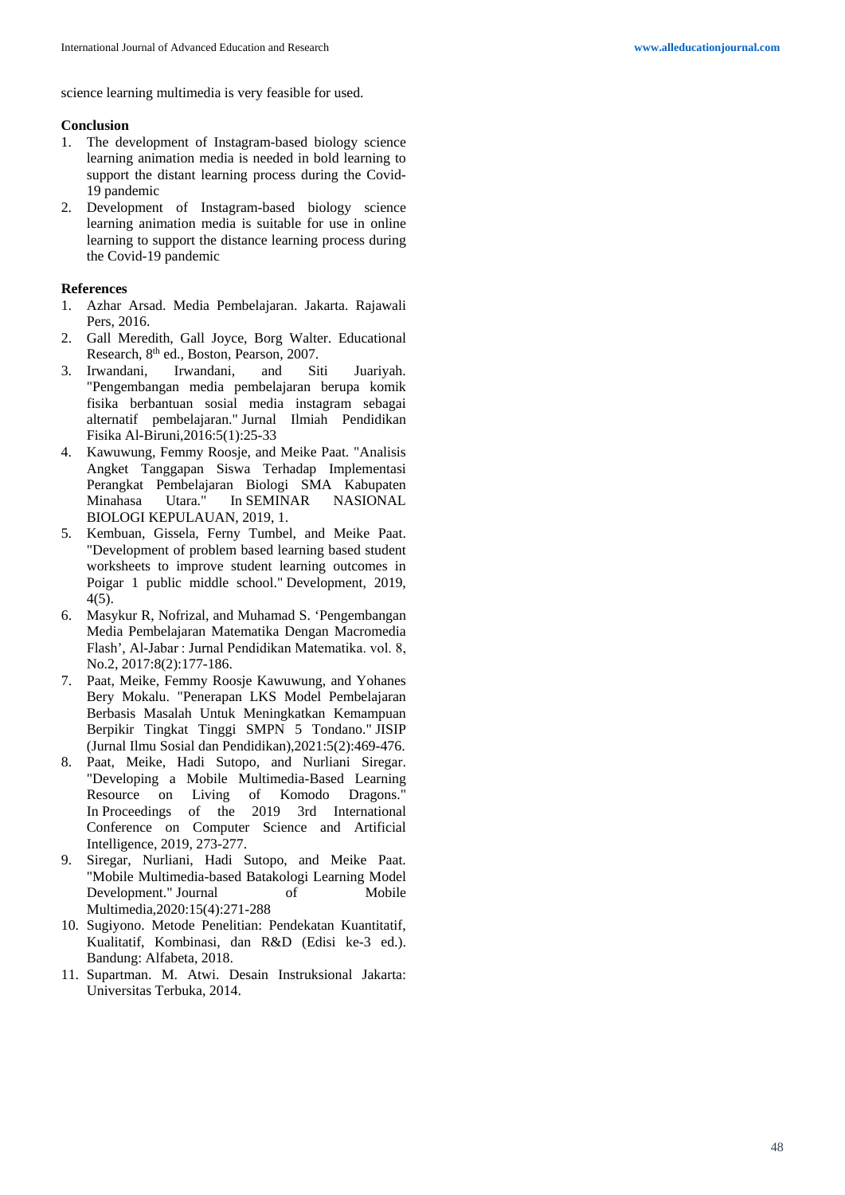science learning multimedia is very feasible for used.

## Conclusion

1. The development of Instagram-based biology science learning animation media is needed in bold learning to support the distant learning process during the Covid-19 pandemic
2. Development of Instagram-based biology science learning animation media is suitable for use in online learning to support the distance learning process during the Covid-19 pandemic

## References

1. Azhar Arsad. Media Pembelajaran. Jakarta. Rajawali Pers, 2016.
2. Gall Meredith, Gall Joyce, Borg Walter. Educational Research, 8th ed., Boston, Pearson, 2007.
3. Irwandani, Irwandani, and Siti Juariyah. "Pengembangan media pembelajaran berupa komik fisika berbantuan sosial media instagram sebagai alternatif pembelajaran." Jurnal Ilmiah Pendidikan Fisika Al-Biruni,2016:5(1):25-33
4. Kawuwung, Femmy Roosje, and Meike Paat. "Analisis Angket Tanggapan Siswa Terhadap Implementasi Perangkat Pembelajaran Biologi SMA Kabupaten Minahasa Utara." In SEMINAR NASIONAL BIOLOGI KEPULAUAN, 2019, 1.
5. Kembuan, Gissela, Ferny Tumbel, and Meike Paat. "Development of problem based learning based student worksheets to improve student learning outcomes in Poigar 1 public middle school." Development, 2019, 4(5).
6. Masykur R, Nofrizal, and Muhamad S. 'Pengembangan Media Pembelajaran Matematika Dengan Macromedia Flash', Al-Jabar : Jurnal Pendidikan Matematika. vol. 8, No.2, 2017:8(2):177-186.
7. Paat, Meike, Femmy Roosje Kawuwung, and Yohanes Bery Mokalu. "Penerapan LKS Model Pembelajaran Berbasis Masalah Untuk Meningkatkan Kemampuan Berpikir Tingkat Tinggi SMPN 5 Tondano." JISIP (Jurnal Ilmu Sosial dan Pendidikan),2021:5(2):469-476.
8. Paat, Meike, Hadi Sutopo, and Nurliani Siregar. "Developing a Mobile Multimedia-Based Learning Resource on Living of Komodo Dragons." In Proceedings of the 2019 3rd International Conference on Computer Science and Artificial Intelligence, 2019, 273-277.
9. Siregar, Nurliani, Hadi Sutopo, and Meike Paat. "Mobile Multimedia-based Batakologi Learning Model Development." Journal of Mobile Multimedia,2020:15(4):271-288
10. Sugiyono. Metode Penelitian: Pendekatan Kuantitatif, Kualitatif, Kombinasi, dan R&D (Edisi ke-3 ed.). Bandung: Alfabeta, 2018.
11. Supartman. M. Atwi. Desain Instruksional Jakarta: Universitas Terbuka, 2014.